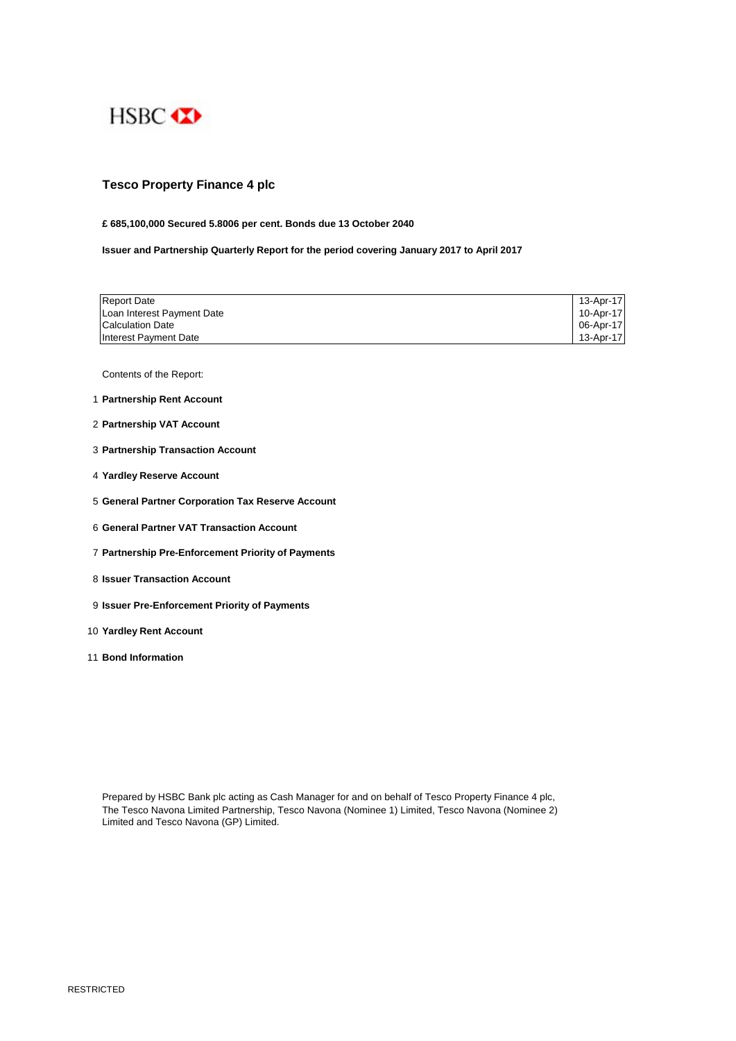HSBC

# Tesco Property Finance 4 plc

**£ 685,100,000 Secured 5.8006 per cent. Bonds due 13 October 2040**

**Issuer and Partnership Quarterly Report for the period covering January 2017 to April 2017**

| | |
|---|---|
| Report Date | 13-Apr-17 |
| Loan Interest Payment Date | 10-Apr-17 |
| Calculation Date | 06-Apr-17 |
| Interest Payment Date | 13-Apr-17 |

Contents of the Report:

1. **Partnership Rent Account**
2. **Partnership VAT Account**
3. **Partnership Transaction Account**
4. **Yardley Reserve Account**
5. **General Partner Corporation Tax Reserve Account**
6. **General Partner VAT Transaction Account**
7. **Partnership Pre-Enforcement Priority of Payments**
8. **Issuer Transaction Account**
9. **Issuer Pre-Enforcement Priority of Payments**
10. **Yardley Rent Account**
11. **Bond Information**

Prepared by HSBC Bank plc acting as Cash Manager for and on behalf of Tesco Property Finance 4 plc, The Tesco Navona Limited Partnership, Tesco Navona (Nominee 1) Limited, Tesco Navona (Nominee 2) Limited and Tesco Navona (GP) Limited.

RESTRICTED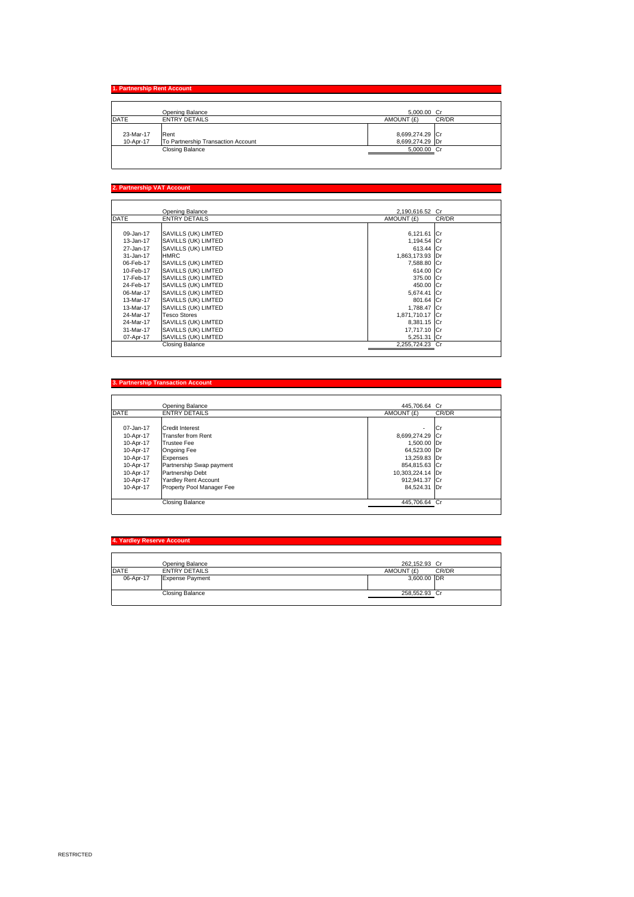## 1. Partnership Rent Account

| DATE | ENTRY DETAILS | AMOUNT (£) | CR/DR |
|---|---|---|---|
| | Opening Balance | 5,000.00 | Cr |
| 23-Mar-17 | Rent | 8,699,274.29 | Cr |
| 10-Apr-17 | To Partnership Transaction Account | 8,699,274.29 | Dr |
| | Closing Balance | 5,000.00 | Cr |

## 2. Partnership VAT Account

| DATE | ENTRY DETAILS | AMOUNT (£) | CR/DR |
|---|---|---|---|
| | Opening Balance | 2,190,616.52 | Cr |
| 09-Jan-17 | SAVILLS (UK) LIMTED | 6,121.61 | Cr |
| 13-Jan-17 | SAVILLS (UK) LIMTED | 1,194.54 | Cr |
| 27-Jan-17 | SAVILLS (UK) LIMTED | 613.44 | Cr |
| 31-Jan-17 | HMRC | 1,863,173.93 | Dr |
| 06-Feb-17 | SAVILLS (UK) LIMTED | 7,588.80 | Cr |
| 10-Feb-17 | SAVILLS (UK) LIMTED | 614.00 | Cr |
| 17-Feb-17 | SAVILLS (UK) LIMTED | 375.00 | Cr |
| 24-Feb-17 | SAVILLS (UK) LIMTED | 450.00 | Cr |
| 06-Mar-17 | SAVILLS (UK) LIMTED | 5,674.41 | Cr |
| 13-Mar-17 | SAVILLS (UK) LIMTED | 801.64 | Cr |
| 13-Mar-17 | SAVILLS (UK) LIMTED | 1,788.47 | Cr |
| 24-Mar-17 | Tesco Stores | 1,871,710.17 | Cr |
| 24-Mar-17 | SAVILLS (UK) LIMTED | 8,381.15 | Cr |
| 31-Mar-17 | SAVILLS (UK) LIMTED | 17,717.10 | Cr |
| 07-Apr-17 | SAVILLS (UK) LIMTED | 5,251.31 | Cr |
| | Closing Balance | 2,255,724.23 | Cr |

## 3. Partnership Transaction Account

| DATE | ENTRY DETAILS | AMOUNT (£) | CR/DR |
|---|---|---|---|
| | Opening Balance | 445,706.64 | Cr |
| 07-Jan-17 | Credit Interest | - | Cr |
| 10-Apr-17 | Transfer from Rent | 8,699,274.29 | Cr |
| 10-Apr-17 | Trustee Fee | 1,500.00 | Dr |
| 10-Apr-17 | Ongoing Fee | 64,523.00 | Dr |
| 10-Apr-17 | Expenses | 13,259.83 | Dr |
| 10-Apr-17 | Partnership Swap payment | 854,815.63 | Cr |
| 10-Apr-17 | Partnership Debt | 10,303,224.14 | Dr |
| 10-Apr-17 | Yardley Rent Account | 912,941.37 | Cr |
| 10-Apr-17 | Property Pool Manager Fee | 84,524.31 | Dr |
| | Closing Balance | 445,706.64 | Cr |

## 4. Yardley Reserve Account

| DATE | ENTRY DETAILS | AMOUNT (£) | CR/DR |
|---|---|---|---|
| | Opening Balance | 262,152.93 | Cr |
| 06-Apr-17 | Expense Payment | 3,600.00 | DR |
| | Closing Balance | 258,552.93 | Cr |

RESTRICTED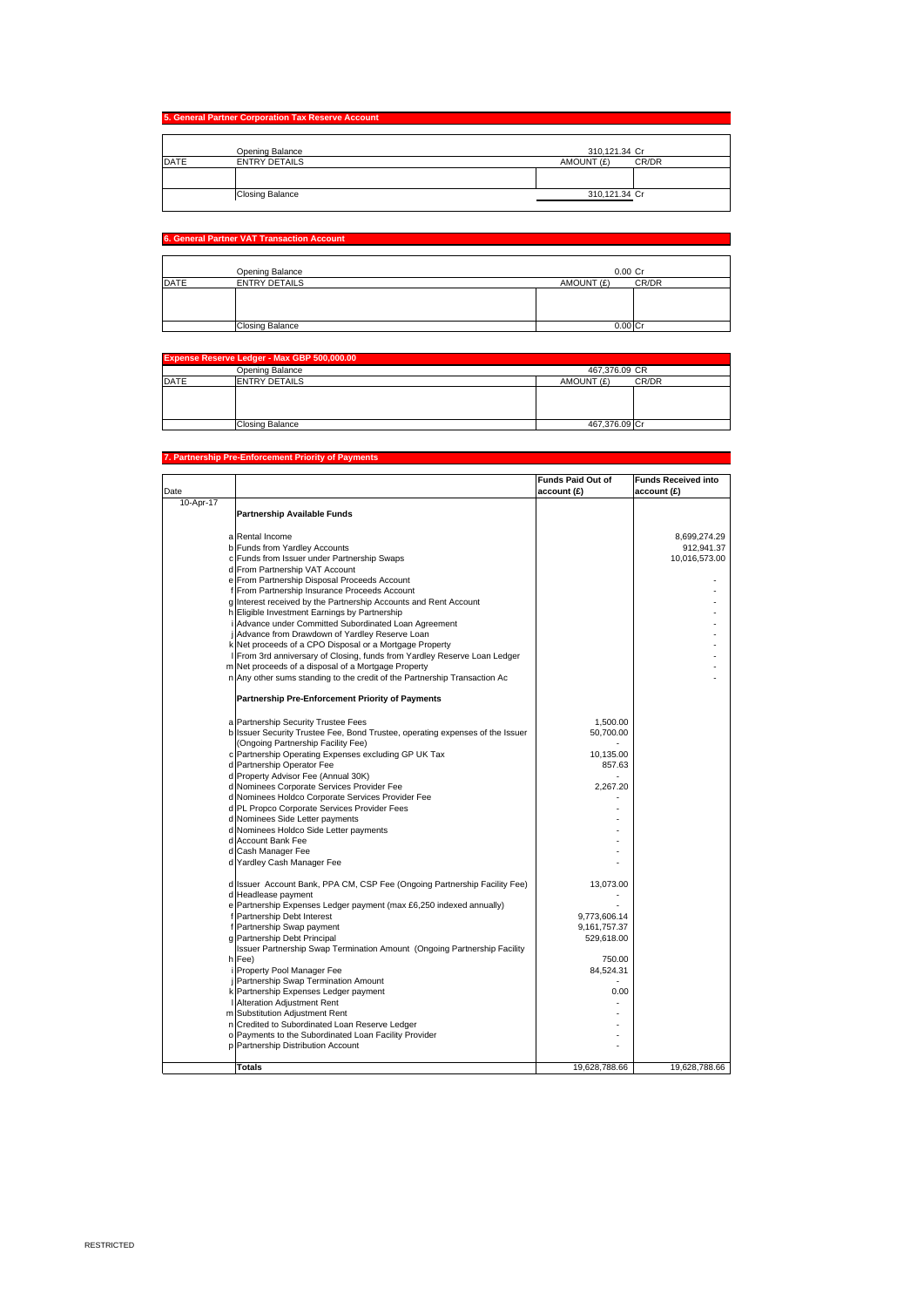## 5. General Partner Corporation Tax Reserve Account

| DATE | ENTRY DETAILS | AMOUNT (£) | CR/DR |
|---|---|---|---|
| | Opening Balance | 310,121.34 | Cr |
| | | | |
| | Closing Balance | 310,121.34 | Cr |

## 6. General Partner VAT Transaction Account

| DATE | ENTRY DETAILS | AMOUNT (£) | CR/DR |
|---|---|---|---|
| | Opening Balance | 0.00 | Cr |
| | | | |
| | Closing Balance | 0.00 | Cr |

## Expense Reserve Ledger - Max GBP 500,000.00

| DATE | ENTRY DETAILS | AMOUNT (£) | CR/DR |
|---|---|---|---|
| | Opening Balance | 467,376.09 | CR |
| | | | |
| | Closing Balance | 467,376.09 | Cr |

## 7. Partnership Pre-Enforcement Priority of Payments

| Date | | | Funds Paid Out of account (£) | Funds Received into account (£) |
|---|---|---|---|---|
| 10-Apr-17 | | **Partnership Available Funds** | | |
| | a | Rental Income | | 8,699,274.29 |
| | b | Funds from Yardley Accounts | | 912,941.37 |
| | c | Funds from Issuer under Partnership Swaps | | 10,016,573.00 |
| | d | From Partnership VAT Account | | |
| | e | From Partnership Disposal Proceeds Account | | - |
| | f | From Partnership Insurance Proceeds Account | | - |
| | g | Interest received by the Partnership Accounts and Rent Account | | - |
| | h | Eligible Investment Earnings by Partnership | | - |
| | i | Advance under Committed Subordinated Loan Agreement | | - |
| | j | Advance from Drawdown of Yardley Reserve Loan | | - |
| | k | Net proceeds of a CPO Disposal or a Mortgage Property | | - |
| | l | From 3rd anniversary of Closing, funds from Yardley Reserve Loan Ledger | | - |
| | m | Net proceeds of a disposal of a Mortgage Property | | - |
| | n | Any other sums standing to the credit of the Partnership Transaction Ac | | - |
| | | **Partnership Pre-Enforcement Priority of Payments** | | |
| | a | Partnership Security Trustee Fees | 1,500.00 | |
| | b | Issuer Security Trustee Fee, Bond Trustee, operating expenses of the Issuer (Ongoing Partnership Facility Fee) | 50,700.00 | |
| | c | Partnership Operating Expenses excluding GP UK Tax | 10,135.00 | |
| | d | Partnership Operator Fee | 857.63 | |
| | d | Property Advisor Fee (Annual 30K) | - | |
| | d | Nominees Corporate Services Provider Fee | 2,267.20 | |
| | d | Nominees Holdco Corporate Services Provider Fee | - | |
| | d | PL Propco Corporate Services Provider Fees | - | |
| | d | Nominees Side Letter payments | - | |
| | d | Nominees Holdco Side Letter payments | - | |
| | d | Account Bank Fee | - | |
| | d | Cash Manager Fee | - | |
| | d | Yardley Cash Manager Fee | - | |
| | d | Issuer Account Bank, PPA CM, CSP Fee (Ongoing Partnership Facility Fee) | 13,073.00 | |
| | d | Headlease payment | - | |
| | e | Partnership Expenses Ledger payment (max £6,250 indexed annually) | - | |
| | f | Partnership Debt Interest | 9,773,606.14 | |
| | f | Partnership Swap payment | 9,161,757.37 | |
| | g | Partnership Debt Principal | 529,618.00 | |
| | h | Issuer Partnership Swap Termination Amount (Ongoing Partnership Facility Fee) | 750.00 | |
| | i | Property Pool Manager Fee | 84,524.31 | |
| | j | Partnership Swap Termination Amount | - | |
| | k | Partnership Expenses Ledger payment | 0.00 | |
| | l | Alteration Adjustment Rent | - | |
| | m | Substitution Adjustment Rent | - | |
| | n | Credited to Subordinated Loan Reserve Ledger | - | |
| | o | Payments to the Subordinated Loan Facility Provider | - | |
| | p | Partnership Distribution Account | - | |
| | | **Totals** | 19,628,788.66 | 19,628,788.66 |

RESTRICTED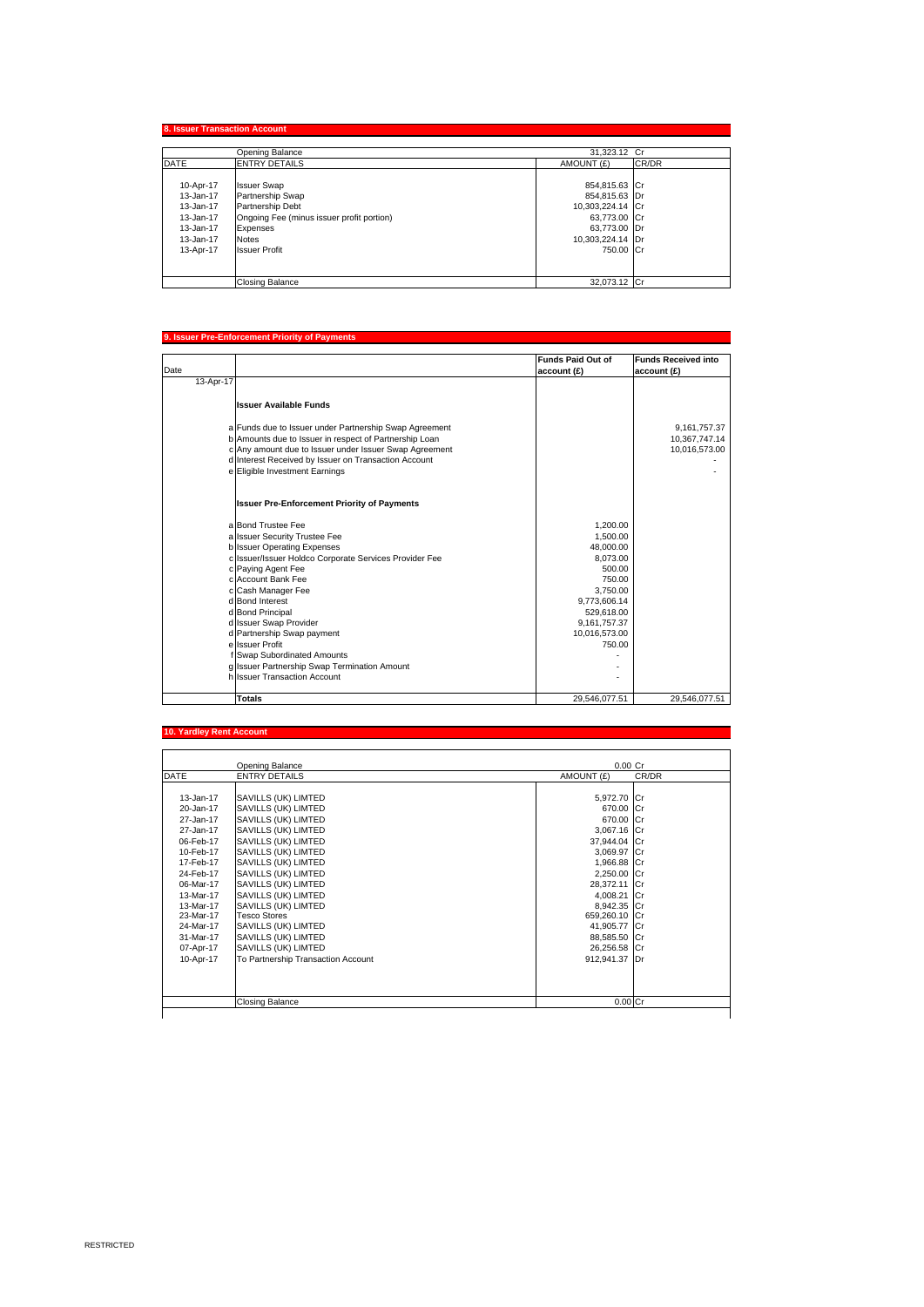## 8. Issuer Transaction Account

| DATE | ENTRY DETAILS | AMOUNT (£) | CR/DR |
|---|---|---|---|
| | Opening Balance | 31,323.12 | Cr |
| 10-Apr-17 | Issuer Swap | 854,815.63 | Cr |
| 13-Jan-17 | Partnership Swap | 854,815.63 | Dr |
| 13-Jan-17 | Partnership Debt | 10,303,224.14 | Cr |
| 13-Jan-17 | Ongoing Fee (minus issuer profit portion) | 63,773.00 | Cr |
| 13-Jan-17 | Expenses | 63,773.00 | Dr |
| 13-Jan-17 | Notes | 10,303,224.14 | Dr |
| 13-Apr-17 | Issuer Profit | 750.00 | Cr |
| | Closing Balance | 32,073.12 | Cr |

## 9. Issuer Pre-Enforcement Priority of Payments

| Date | | | Funds Paid Out of account (£) | Funds Received into account (£) |
|---|---|---|---|---|
| 13-Apr-17 | | | | |
| | | **Issuer Available Funds** | | |
| | a | Funds due to Issuer under Partnership Swap Agreement | | 9,161,757.37 |
| | b | Amounts due to Issuer in respect of Partnership Loan | | 10,367,747.14 |
| | c | Any amount due to Issuer under Issuer Swap Agreement | | 10,016,573.00 |
| | d | Interest Received by Issuer on Transaction Account | | - |
| | e | Eligible Investment Earnings | | - |
| | | **Issuer Pre-Enforcement Priority of Payments** | | |
| | a | Bond Trustee Fee | 1,200.00 | |
| | a | Issuer Security Trustee Fee | 1,500.00 | |
| | b | Issuer Operating Expenses | 48,000.00 | |
| | c | Issuer/Issuer Holdco Corporate Services Provider Fee | 8,073.00 | |
| | c | Paying Agent Fee | 500.00 | |
| | c | Account Bank Fee | 750.00 | |
| | c | Cash Manager Fee | 3,750.00 | |
| | d | Bond Interest | 9,773,606.14 | |
| | d | Bond Principal | 529,618.00 | |
| | d | Issuer Swap Provider | 9,161,757.37 | |
| | d | Partnership Swap payment | 10,016,573.00 | |
| | e | Issuer Profit | 750.00 | |
| | f | Swap Subordinated Amounts | - | |
| | g | Issuer Partnership Swap Termination Amount | - | |
| | h | Issuer Transaction Account | - | |
| | | **Totals** | 29,546,077.51 | 29,546,077.51 |

## 10. Yardley Rent Account

| DATE | ENTRY DETAILS | AMOUNT (£) | CR/DR |
|---|---|---|---|
| | Opening Balance | 0.00 | Cr |
| 13-Jan-17 | SAVILLS (UK) LIMTED | 5,972.70 | Cr |
| 20-Jan-17 | SAVILLS (UK) LIMTED | 670.00 | Cr |
| 27-Jan-17 | SAVILLS (UK) LIMTED | 670.00 | Cr |
| 27-Jan-17 | SAVILLS (UK) LIMTED | 3,067.16 | Cr |
| 06-Feb-17 | SAVILLS (UK) LIMTED | 37,944.04 | Cr |
| 10-Feb-17 | SAVILLS (UK) LIMTED | 3,069.97 | Cr |
| 17-Feb-17 | SAVILLS (UK) LIMTED | 1,966.88 | Cr |
| 24-Feb-17 | SAVILLS (UK) LIMTED | 2,250.00 | Cr |
| 06-Mar-17 | SAVILLS (UK) LIMTED | 28,372.11 | Cr |
| 13-Mar-17 | SAVILLS (UK) LIMTED | 4,008.21 | Cr |
| 13-Mar-17 | SAVILLS (UK) LIMTED | 8,942.35 | Cr |
| 23-Mar-17 | Tesco Stores | 659,260.10 | Cr |
| 24-Mar-17 | SAVILLS (UK) LIMTED | 41,905.77 | Cr |
| 31-Mar-17 | SAVILLS (UK) LIMTED | 88,585.50 | Cr |
| 07-Apr-17 | SAVILLS (UK) LIMTED | 26,256.58 | Cr |
| 10-Apr-17 | To Partnership Transaction Account | 912,941.37 | Dr |
| | Closing Balance | 0.00 | Cr |

RESTRICTED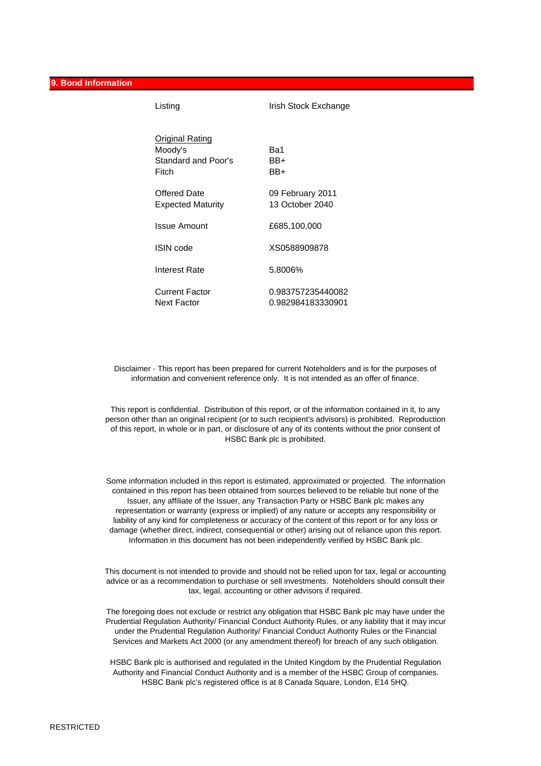## 9. Bond Information

| | |
|---|---|
| Listing | Irish Stock Exchange |
| Original Rating | |
| Moody's | Ba1 |
| Standard and Poor's | BB+ |
| Fitch | BB+ |
| Offered Date | 09 February 2011 |
| Expected Maturity | 13 October 2040 |
| Issue Amount | £685,100,000 |
| ISIN code | XS0588909878 |
| Interest Rate | 5.8006% |
| Current Factor | 0.983757235440082 |
| Next Factor | 0.982984183330901 |

Disclaimer - This report has been prepared for current Noteholders and is for the purposes of information and convenient reference only. It is not intended as an offer of finance.

This report is confidential. Distribution of this report, or of the information contained in it, to any person other than an original recipient (or to such recipient's advisors) is prohibited. Reproduction of this report, in whole or in part, or disclosure of any of its contents without the prior consent of HSBC Bank plc is prohibited.

Some information included in this report is estimated, approximated or projected. The information contained in this report has been obtained from sources believed to be reliable but none of the Issuer, any affiliate of the Issuer, any Transaction Party or HSBC Bank plc makes any representation or warranty (express or implied) of any nature or accepts any responsibility or liability of any kind for completeness or accuracy of the content of this report or for any loss or damage (whether direct, indirect, consequential or other) arising out of reliance upon this report. Information in this document has not been independently verified by HSBC Bank plc.

This document is not intended to provide and should not be relied upon for tax, legal or accounting advice or as a recommendation to purchase or sell investments. Noteholders should consult their tax, legal, accounting or other advisors if required.

The foregoing does not exclude or restrict any obligation that HSBC Bank plc may have under the Prudential Regulation Authority/ Financial Conduct Authority Rules, or any liability that it may incur under the Prudential Regulation Authority/ Financial Conduct Authority Rules or the Financial Services and Markets Act 2000 (or any amendment thereof) for breach of any such obligation.

HSBC Bank plc is authorised and regulated in the United Kingdom by the Prudential Regulation Authority and Financial Conduct Authority and is a member of the HSBC Group of companies. HSBC Bank plc's registered office is at 8 Canada Square, London, E14 5HQ.

RESTRICTED